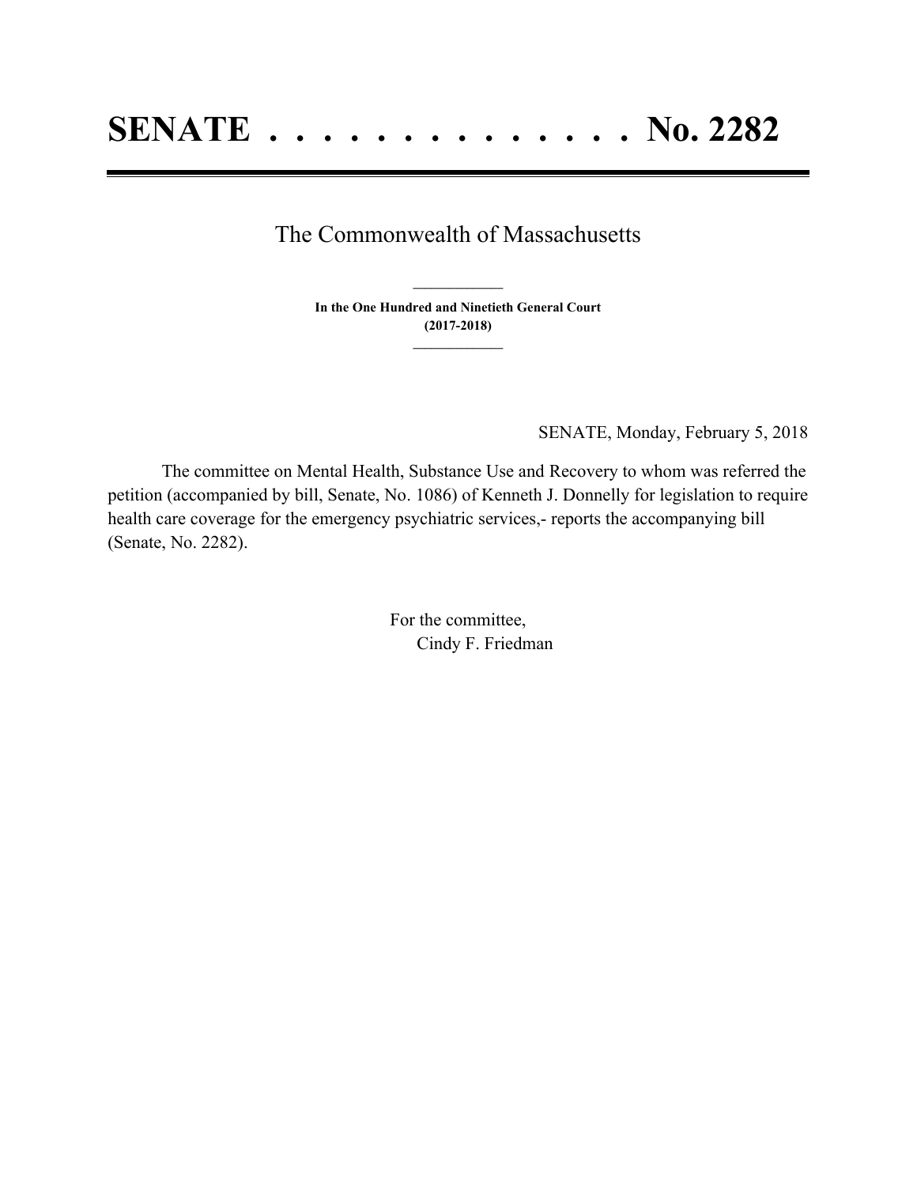# SENATE . . . . . . . . . . . . . . No. 2282

The Commonwealth of Massachusetts

**In the One Hundred and Ninetieth General Court**
**(2017-2018)**

SENATE, Monday, February 5, 2018

The committee on Mental Health, Substance Use and Recovery to whom was referred the petition (accompanied by bill, Senate, No. 1086) of Kenneth J. Donnelly for legislation to require health care coverage for the emergency psychiatric services,- reports the accompanying bill (Senate, No. 2282).

For the committee,
Cindy F. Friedman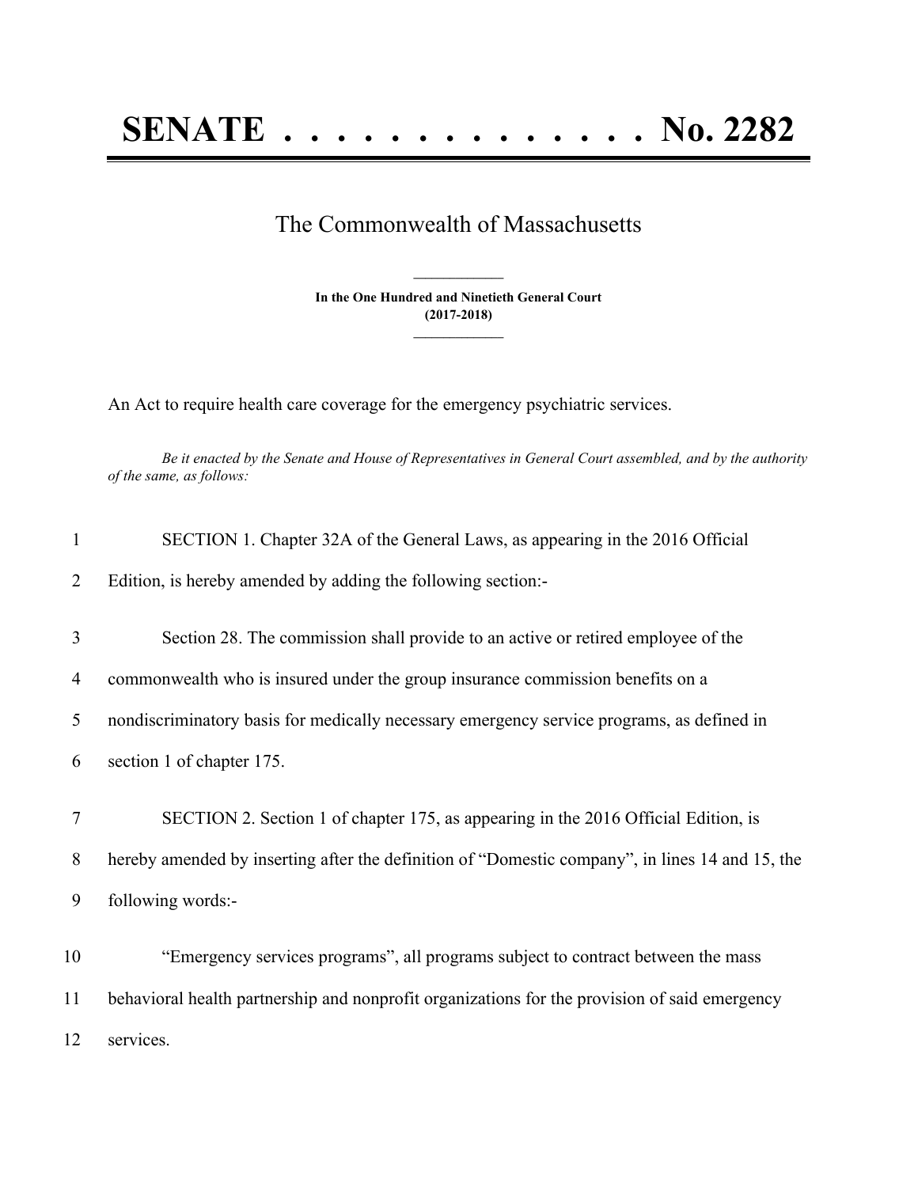# SENATE . . . . . . . . . . . . . . No. 2282

## The Commonwealth of Massachusetts

**In the One Hundred and Ninetieth General Court**
**(2017-2018)**

An Act to require health care coverage for the emergency psychiatric services.

*Be it enacted by the Senate and House of Representatives in General Court assembled, and by the authority of the same, as follows:*

1 SECTION 1. Chapter 32A of the General Laws, as appearing in the 2016 Official
2 Edition, is hereby amended by adding the following section:-

3 Section 28. The commission shall provide to an active or retired employee of the
4 commonwealth who is insured under the group insurance commission benefits on a
5 nondiscriminatory basis for medically necessary emergency service programs, as defined in
6 section 1 of chapter 175.

7 SECTION 2. Section 1 of chapter 175, as appearing in the 2016 Official Edition, is
8 hereby amended by inserting after the definition of "Domestic company", in lines 14 and 15, the
9 following words:-

10 "Emergency services programs", all programs subject to contract between the mass
11 behavioral health partnership and nonprofit organizations for the provision of said emergency
12 services.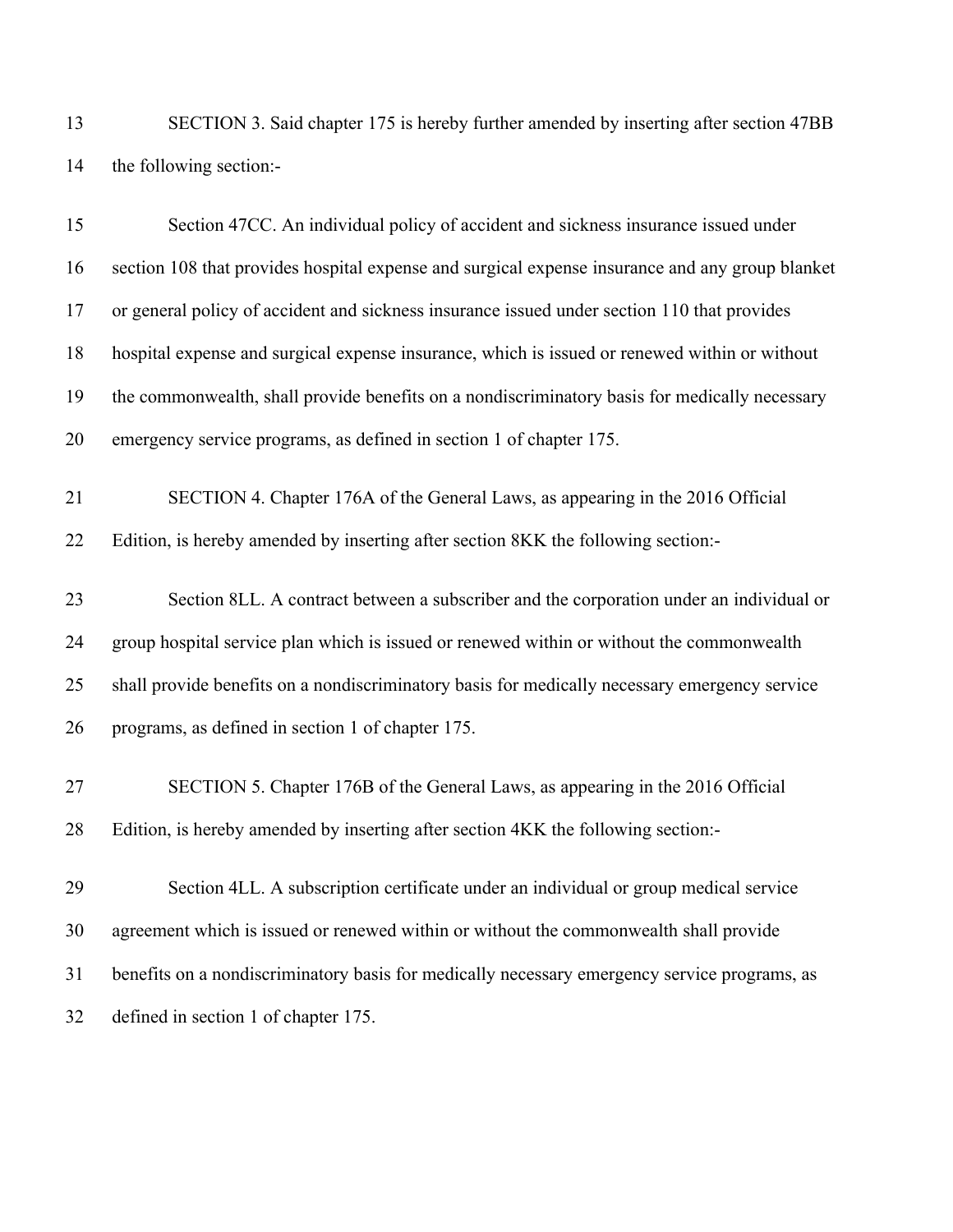SECTION 3. Said chapter 175 is hereby further amended by inserting after section 47BB the following section:-

Section 47CC. An individual policy of accident and sickness insurance issued under section 108 that provides hospital expense and surgical expense insurance and any group blanket or general policy of accident and sickness insurance issued under section 110 that provides hospital expense and surgical expense insurance, which is issued or renewed within or without the commonwealth, shall provide benefits on a nondiscriminatory basis for medically necessary emergency service programs, as defined in section 1 of chapter 175.

SECTION 4. Chapter 176A of the General Laws, as appearing in the 2016 Official Edition, is hereby amended by inserting after section 8KK the following section:-

Section 8LL. A contract between a subscriber and the corporation under an individual or group hospital service plan which is issued or renewed within or without the commonwealth shall provide benefits on a nondiscriminatory basis for medically necessary emergency service programs, as defined in section 1 of chapter 175.

SECTION 5. Chapter 176B of the General Laws, as appearing in the 2016 Official Edition, is hereby amended by inserting after section 4KK the following section:-

Section 4LL. A subscription certificate under an individual or group medical service agreement which is issued or renewed within or without the commonwealth shall provide benefits on a nondiscriminatory basis for medically necessary emergency service programs, as defined in section 1 of chapter 175.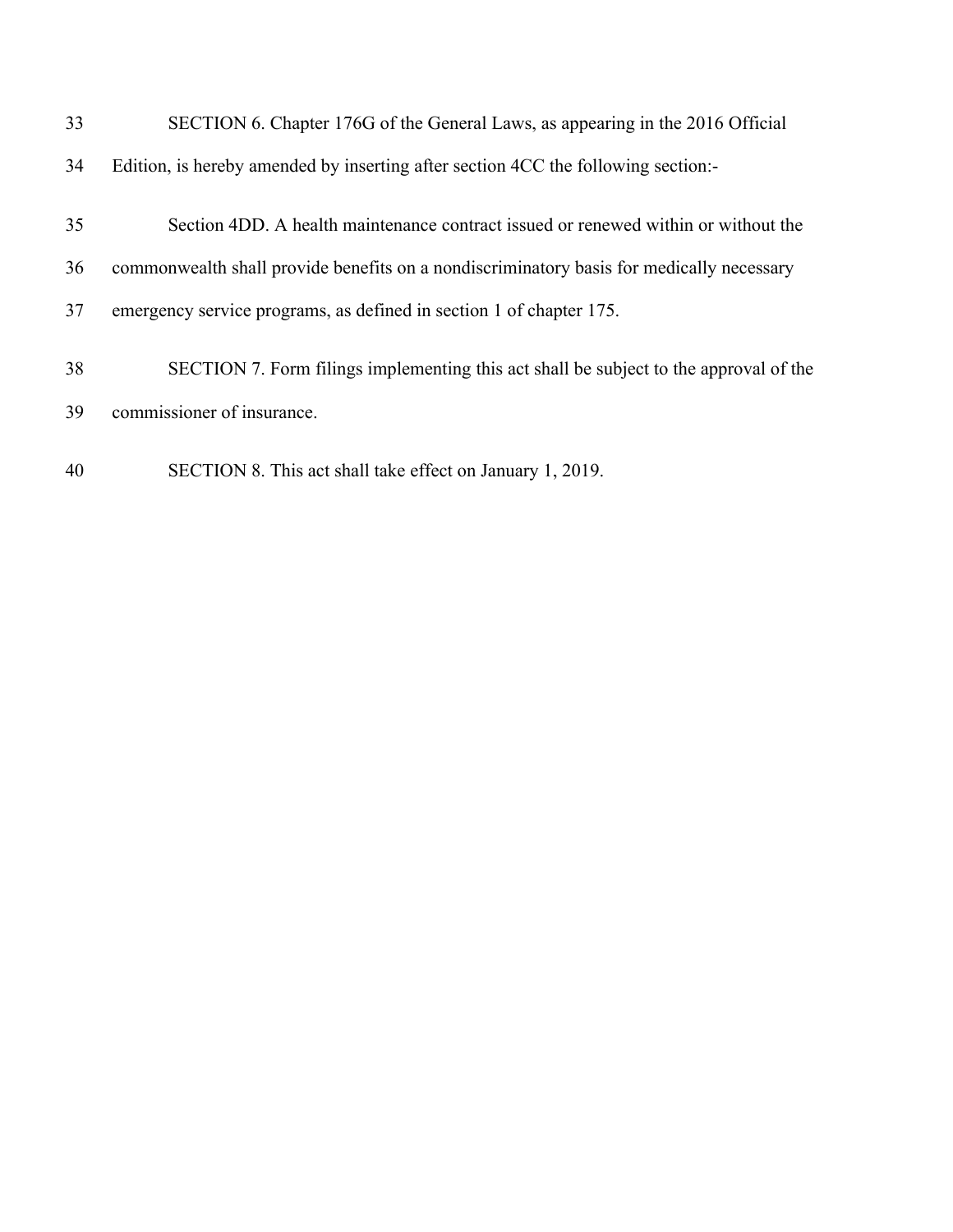SECTION 6. Chapter 176G of the General Laws, as appearing in the 2016 Official Edition, is hereby amended by inserting after section 4CC the following section:-

Section 4DD. A health maintenance contract issued or renewed within or without the commonwealth shall provide benefits on a nondiscriminatory basis for medically necessary emergency service programs, as defined in section 1 of chapter 175.

SECTION 7. Form filings implementing this act shall be subject to the approval of the commissioner of insurance.

SECTION 8. This act shall take effect on January 1, 2019.